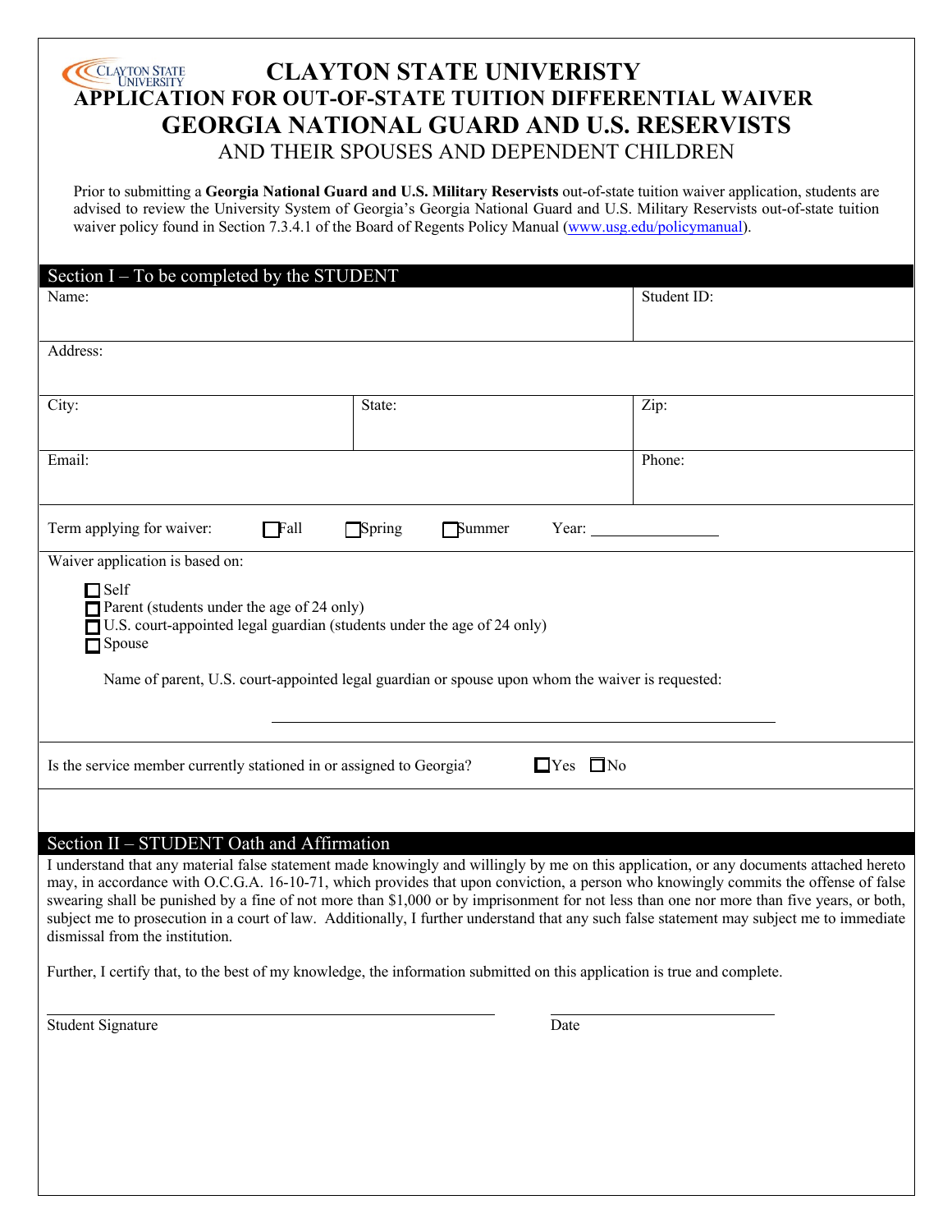# CLAYTON STATE UNIVERISTY

## APPLICATION FOR OUT-OF-STATE TUITION DIFFERENTIAL WAIVER

## GEORGIA NATIONAL GUARD AND U.S. RESERVISTS

### AND THEIR SPOUSES AND DEPENDENT CHILDREN

Prior to submitting a **Georgia National Guard and U.S. Military Reservists** out-of-state tuition waiver application, students are advised to review the University System of Georgia's Georgia National Guard and U.S. Military Reservists out-of-state tuition waiver policy found in Section 7.3.4.1 of the Board of Regents Policy Manual (www.usg.edu/policymanual).

## Section I – To be completed by the STUDENT

| Name: | | Student ID: |
|---|---|---|
| Address: | | |
| City: | State: | Zip: |
| Email: | | Phone: |

Term applying for waiver: ☐ Fall ☐ Spring ☐ Summer Year: ________________

Waiver application is based on:

- ☐ Self
- ☐ Parent (students under the age of 24 only)
- ☐ U.S. court-appointed legal guardian (students under the age of 24 only)
- ☐ Spouse

Name of parent, U.S. court-appointed legal guardian or spouse upon whom the waiver is requested:

______________________________________________

Is the service member currently stationed in or assigned to Georgia? ☐ Yes ☐ No

## Section II – STUDENT Oath and Affirmation

I understand that any material false statement made knowingly and willingly by me on this application, or any documents attached hereto may, in accordance with O.C.G.A. 16-10-71, which provides that upon conviction, a person who knowingly commits the offense of false swearing shall be punished by a fine of not more than $1,000 or by imprisonment for not less than one nor more than five years, or both, subject me to prosecution in a court of law. Additionally, I further understand that any such false statement may subject me to immediate dismissal from the institution.

Further, I certify that, to the best of my knowledge, the information submitted on this application is true and complete.

______________________________________ ______________________

Student Signature Date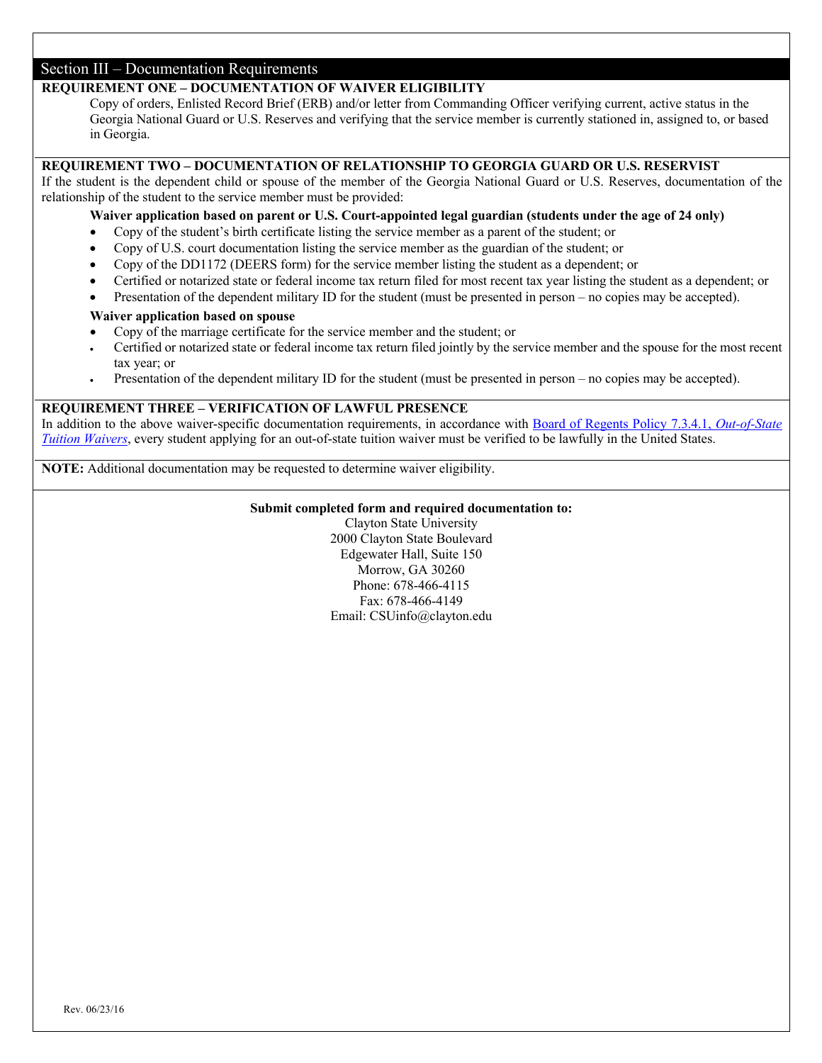## Section III – Documentation Requirements

**REQUIREMENT ONE – DOCUMENTATION OF WAIVER ELIGIBILITY**

Copy of orders, Enlisted Record Brief (ERB) and/or letter from Commanding Officer verifying current, active status in the Georgia National Guard or U.S. Reserves and verifying that the service member is currently stationed in, assigned to, or based in Georgia.

**REQUIREMENT TWO – DOCUMENTATION OF RELATIONSHIP TO GEORGIA GUARD OR U.S. RESERVIST**

If the student is the dependent child or spouse of the member of the Georgia National Guard or U.S. Reserves, documentation of the relationship of the student to the service member must be provided:

**Waiver application based on parent or U.S. Court-appointed legal guardian (students under the age of 24 only)**

- Copy of the student's birth certificate listing the service member as a parent of the student; or
- Copy of U.S. court documentation listing the service member as the guardian of the student; or
- Copy of the DD1172 (DEERS form) for the service member listing the student as a dependent; or
- Certified or notarized state or federal income tax return filed for most recent tax year listing the student as a dependent; or
- Presentation of the dependent military ID for the student (must be presented in person – no copies may be accepted).

**Waiver application based on spouse**

- Copy of the marriage certificate for the service member and the student; or
- Certified or notarized state or federal income tax return filed jointly by the service member and the spouse for the most recent tax year; or
- Presentation of the dependent military ID for the student (must be presented in person – no copies may be accepted).

**REQUIREMENT THREE – VERIFICATION OF LAWFUL PRESENCE**

In addition to the above waiver-specific documentation requirements, in accordance with Board of Regents Policy 7.3.4.1, *Out-of-State Tuition Waivers*, every student applying for an out-of-state tuition waiver must be verified to be lawfully in the United States.

**NOTE:** Additional documentation may be requested to determine waiver eligibility.

**Submit completed form and required documentation to:**

Clayton State University
2000 Clayton State Boulevard
Edgewater Hall, Suite 150
Morrow, GA 30260
Phone: 678-466-4115
Fax: 678-466-4149
Email: CSUinfo@clayton.edu

Rev. 06/23/16